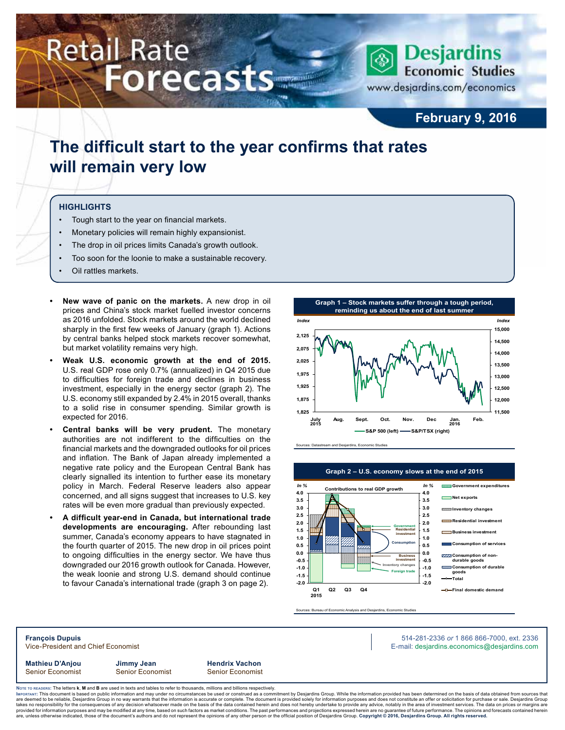# Retail Rate Forecasts

**Desjardins Economic Studies**
www.desjardins.com/economics

**February 9, 2016**

## The difficult start to the year confirms that rates will remain very low

### HIGHLIGHTS

- Tough start to the year on financial markets.
- Monetary policies will remain highly expansionist.
- The drop in oil prices limits Canada's growth outlook.
- Too soon for the loonie to make a sustainable recovery.
- Oil rattles markets.

- **New wave of panic on the markets.** A new drop in oil prices and China's stock market fuelled investor concerns as 2016 unfolded. Stock markets around the world declined sharply in the first few weeks of January (graph 1). Actions by central banks helped stock markets recover somewhat, but market volatility remains very high.
- **Weak U.S. economic growth at the end of 2015.** U.S. real GDP rose only 0.7% (annualized) in Q4 2015 due to difficulties for foreign trade and declines in business investment, especially in the energy sector (graph 2). The U.S. economy still expanded by 2.4% in 2015 overall, thanks to a solid rise in consumer spending. Similar growth is expected for 2016.
- **Central banks will be very prudent.** The monetary authorities are not indifferent to the difficulties on the financial markets and the downgraded outlooks for oil prices and inflation. The Bank of Japan already implemented a negative rate policy and the European Central Bank has clearly signalled its intention to further ease its monetary policy in March. Federal Reserve leaders also appear concerned, and all signs suggest that increases to U.S. key rates will be even more gradual than previously expected.
- **A difficult year-end in Canada, but international trade developments are encouraging.** After rebounding last summer, Canada's economy appears to have stagnated in the fourth quarter of 2015. The new drop in oil prices point to ongoing difficulties in the energy sector. We have thus downgraded our 2016 growth outlook for Canada. However, the weak loonie and strong U.S. demand should continue to favour Canada's international trade (graph 3 on page 2).

**Graph 1 – Stock markets suffer through a tough period, reminding us about the end of last summer**

Sources: Datastream and Desjardins, Economic Studies

**Graph 2 – U.S. economy slows at the end of 2015**

Sources: Bureau of Economic Analysis and Desjardins, Economic Studies

**François Dupuis**
Vice-President and Chief Economist

514-281-2336 *or* 1 866 866-7000, ext. 2336
E-mail: desjardins.economics@desjardins.com

**Mathieu D'Anjou**
Senior Economist

**Jimmy Jean**
Senior Economist

**Hendrix Vachon**
Senior Economist

Note to readers: The letters **k**, **M** and **B** are used in texts and tables to refer to thousands, millions and billions respectively.
Important: This document is based on public information and may under no circumstances be used or construed as a commitment by Desjardins Group. While the information provided has been determined on the basis of data obtained from sources that are deemed to be reliable, Desjardins Group in no way warrants that the information is accurate or complete. The document is provided solely for information purposes and does not constitute an offer or solicitation for purchase or sale. Desjardins Group takes no responsibility for the consequences of any decision whatsoever made on the basis of the data contained herein and does not hereby undertake to provide any advice, notably in the area of investment services. The data on prices or margins are provided for information purposes and may be modified at any time, based on such factors as market conditions. The past performances and projections expressed herein are no guarantee of future performance. The opinions and forecasts contained herein are, unless otherwise indicated, those of the document's authors and do not represent the opinions of any other person or the official position of Desjardins Group. **Copyright © 2016, Desjardins Group. All rights reserved.**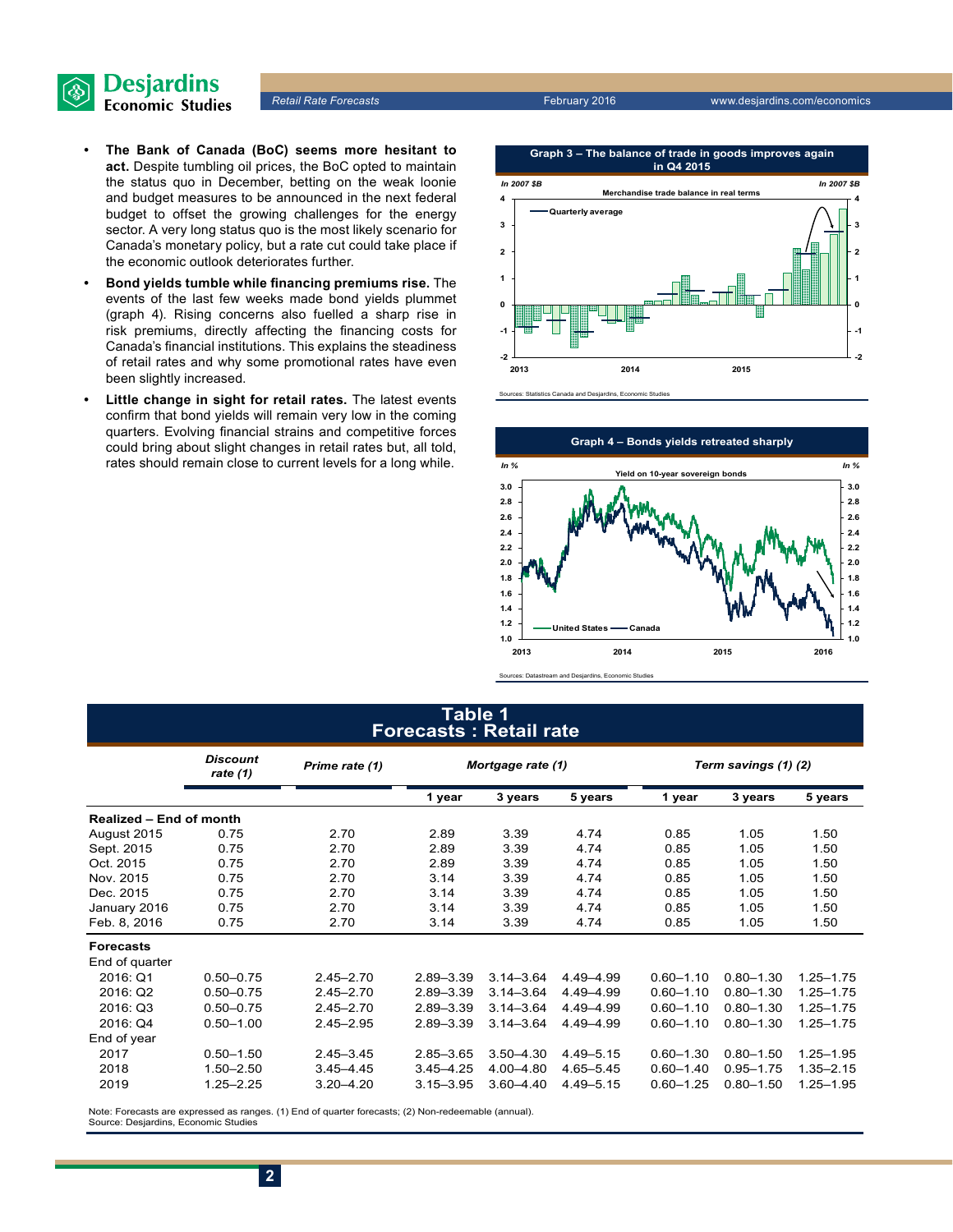- **The Bank of Canada (BoC) seems more hesitant to act.** Despite tumbling oil prices, the BoC opted to maintain the status quo in December, betting on the weak loonie and budget measures to be announced in the next federal budget to offset the growing challenges for the energy sector. A very long status quo is the most likely scenario for Canada's monetary policy, but a rate cut could take place if the economic outlook deteriorates further.
- **Bond yields tumble while financing premiums rise.** The events of the last few weeks made bond yields plummet (graph 4). Rising concerns also fuelled a sharp rise in risk premiums, directly affecting the financing costs for Canada's financial institutions. This explains the steadiness of retail rates and why some promotional rates have even been slightly increased.
- **Little change in sight for retail rates.** The latest events confirm that bond yields will remain very low in the coming quarters. Evolving financial strains and competitive forces could bring about slight changes in retail rates but, all told, rates should remain close to current levels for a long while.

**Graph 3 – The balance of trade in goods improves again in Q4 2015**

Sources: Statistics Canada and Desjardins, Economic Studies

**Graph 4 – Bonds yields retreated sharply**

Sources: Datastream and Desjardins, Economic Studies

## Table 1
## Forecasts : Retail rate

| | Discount rate (1) | Prime rate (1) | Mortgage rate (1) | | | Term savings (1) (2) | | |
|---|---|---|---|---|---|---|---|---|
| | | | 1 year | 3 years | 5 years | 1 year | 3 years | 5 years |
| **Realized – End of month** | | | | | | | | |
| August 2015 | 0.75 | 2.70 | 2.89 | 3.39 | 4.74 | 0.85 | 1.05 | 1.50 |
| Sept. 2015 | 0.75 | 2.70 | 2.89 | 3.39 | 4.74 | 0.85 | 1.05 | 1.50 |
| Oct. 2015 | 0.75 | 2.70 | 2.89 | 3.39 | 4.74 | 0.85 | 1.05 | 1.50 |
| Nov. 2015 | 0.75 | 2.70 | 3.14 | 3.39 | 4.74 | 0.85 | 1.05 | 1.50 |
| Dec. 2015 | 0.75 | 2.70 | 3.14 | 3.39 | 4.74 | 0.85 | 1.05 | 1.50 |
| January 2016 | 0.75 | 2.70 | 3.14 | 3.39 | 4.74 | 0.85 | 1.05 | 1.50 |
| Feb. 8, 2016 | 0.75 | 2.70 | 3.14 | 3.39 | 4.74 | 0.85 | 1.05 | 1.50 |
| **Forecasts** | | | | | | | | |
| End of quarter | | | | | | | | |
| 2016: Q1 | 0.50–0.75 | 2.45–2.70 | 2.89–3.39 | 3.14–3.64 | 4.49–4.99 | 0.60–1.10 | 0.80–1.30 | 1.25–1.75 |
| 2016: Q2 | 0.50–0.75 | 2.45–2.70 | 2.89–3.39 | 3.14–3.64 | 4.49–4.99 | 0.60–1.10 | 0.80–1.30 | 1.25–1.75 |
| 2016: Q3 | 0.50–0.75 | 2.45–2.70 | 2.89–3.39 | 3.14–3.64 | 4.49–4.99 | 0.60–1.10 | 0.80–1.30 | 1.25–1.75 |
| 2016: Q4 | 0.50–1.00 | 2.45–2.95 | 2.89–3.39 | 3.14–3.64 | 4.49–4.99 | 0.60–1.10 | 0.80–1.30 | 1.25–1.75 |
| End of year | | | | | | | | |
| 2017 | 0.50–1.50 | 2.45–3.45 | 2.85–3.65 | 3.50–4.30 | 4.49–5.15 | 0.60–1.30 | 0.80–1.50 | 1.25–1.95 |
| 2018 | 1.50–2.50 | 3.45–4.45 | 3.45–4.25 | 4.00–4.80 | 4.65–5.45 | 0.60–1.40 | 0.95–1.75 | 1.35–2.15 |
| 2019 | 1.25–2.25 | 3.20–4.20 | 3.15–3.95 | 3.60–4.40 | 4.49–5.15 | 0.60–1.25 | 0.80–1.50 | 1.25–1.95 |

Note: Forecasts are expressed as ranges. (1) End of quarter forecasts; (2) Non-redeemable (annual).
Source: Desjardins, Economic Studies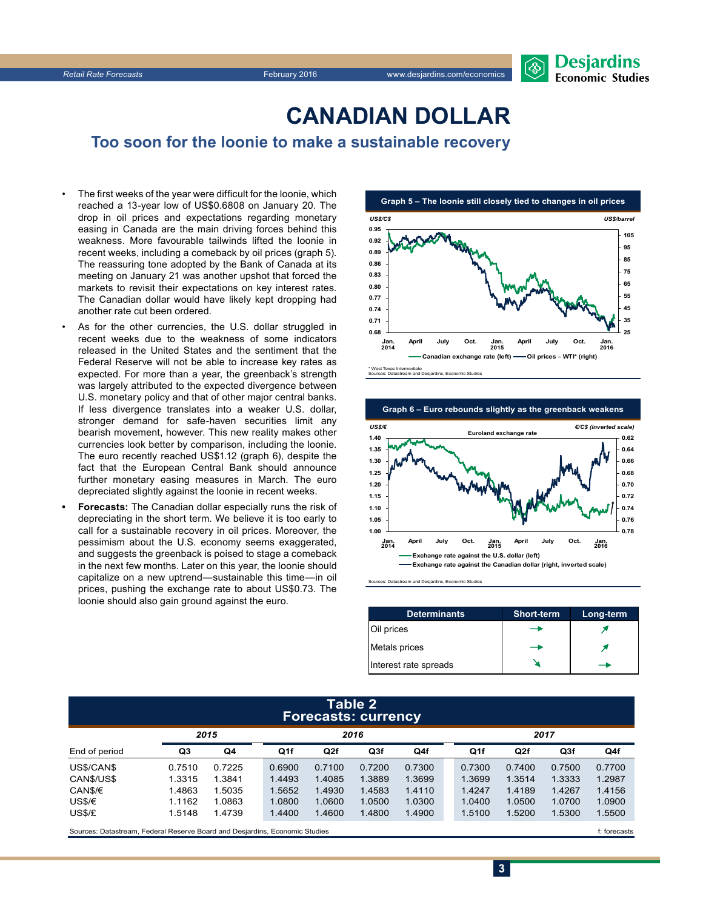# CANADIAN DOLLAR

## Too soon for the loonie to make a sustainable recovery

- The first weeks of the year were difficult for the loonie, which reached a 13-year low of US$0.6808 on January 20. The drop in oil prices and expectations regarding monetary easing in Canada are the main driving forces behind this weakness. More favourable tailwinds lifted the loonie in recent weeks, including a comeback by oil prices (graph 5). The reassuring tone adopted by the Bank of Canada at its meeting on January 21 was another upshot that forced the markets to revisit their expectations on key interest rates. The Canadian dollar would have likely kept dropping had another rate cut been ordered.
- As for the other currencies, the U.S. dollar struggled in recent weeks due to the weakness of some indicators released in the United States and the sentiment that the Federal Reserve will not be able to increase key rates as expected. For more than a year, the greenback's strength was largely attributed to the expected divergence between U.S. monetary policy and that of other major central banks. If less divergence translates into a weaker U.S. dollar, stronger demand for safe-haven securities limit any bearish movement, however. This new reality makes other currencies look better by comparison, including the loonie. The euro recently reached US$1.12 (graph 6), despite the fact that the European Central Bank should announce further monetary easing measures in March. The euro depreciated slightly against the loonie in recent weeks.
- **Forecasts:** The Canadian dollar especially runs the risk of depreciating in the short term. We believe it is too early to call for a sustainable recovery in oil prices. Moreover, the pessimism about the U.S. economy seems exaggerated, and suggests the greenback is poised to stage a comeback in the next few months. Later on this year, the loonie should capitalize on a new uptrend—sustainable this time—in oil prices, pushing the exchange rate to about US$0.73. The loonie should also gain ground against the euro.

**Graph 5 – The loonie still closely tied to changes in oil prices**

US$/C$ (left) — US$/barrel (right)

Canadian exchange rate (left) — Oil prices – WTI* (right)

\* West Texas Intermediate.
Sources: Datastream and Desjardins, Economic Studies

**Graph 6 – Euro rebounds slightly as the greenback weakens**

Euroland exchange rate — US$/€ (left) — €/C$ (inverted scale) (right)

Exchange rate against the U.S. dollar (left) — Exchange rate against the Canadian dollar (right, inverted scale)

Sources: Datastream and Desjardins, Economic Studies

| Determinants | Short-term | Long-term |
|---|---|---|
| Oil prices | → | ↗ |
| Metals prices | → | ↗ |
| Interest rate spreads | ↘ | → |

**Table 2**
**Forecasts: currency**

| | 2015 | | 2016 | | | | 2017 | | | |
|---|---|---|---|---|---|---|---|---|---|---|
| End of period | Q3 | Q4 | Q1f | Q2f | Q3f | Q4f | Q1f | Q2f | Q3f | Q4f |
| US$/CAN$ | 0.7510 | 0.7225 | 0.6900 | 0.7100 | 0.7200 | 0.7300 | 0.7300 | 0.7400 | 0.7500 | 0.7700 |
| CAN$/US$ | 1.3315 | 1.3841 | 1.4493 | 1.4085 | 1.3889 | 1.3699 | 1.3699 | 1.3514 | 1.3333 | 1.2987 |
| CAN$/€ | 1.4863 | 1.5035 | 1.5652 | 1.4930 | 1.4583 | 1.4110 | 1.4247 | 1.4189 | 1.4267 | 1.4156 |
| US$/€ | 1.1162 | 1.0863 | 1.0800 | 1.0600 | 1.0500 | 1.0300 | 1.0400 | 1.0500 | 1.0700 | 1.0900 |
| US$/£ | 1.5148 | 1.4739 | 1.4400 | 1.4600 | 1.4800 | 1.4900 | 1.5100 | 1.5200 | 1.5300 | 1.5500 |

Sources: Datastream, Federal Reserve Board and Desjardins, Economic Studies — f: forecasts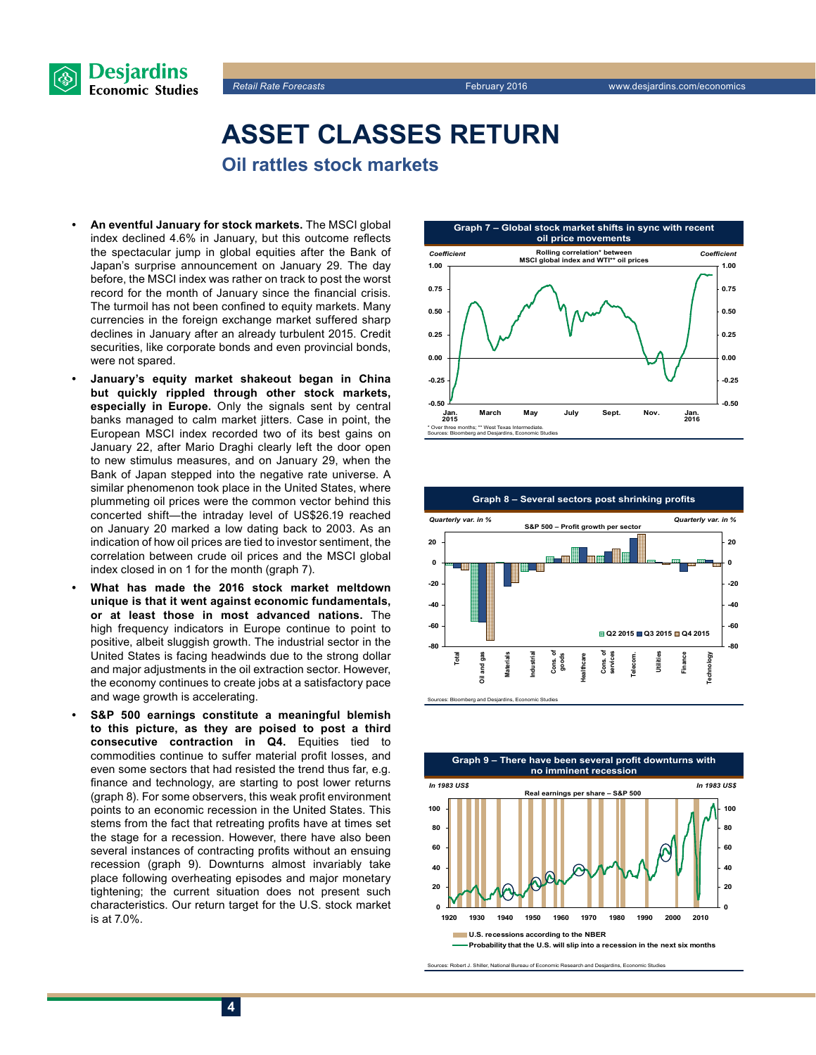# ASSET CLASSES RETURN

## Oil rattles stock markets

- **An eventful January for stock markets.** The MSCI global index declined 4.6% in January, but this outcome reflects the spectacular jump in global equities after the Bank of Japan's surprise announcement on January 29. The day before, the MSCI index was rather on track to post the worst record for the month of January since the financial crisis. The turmoil has not been confined to equity markets. Many currencies in the foreign exchange market suffered sharp declines in January after an already turbulent 2015. Credit securities, like corporate bonds and even provincial bonds, were not spared.
- **January's equity market shakeout began in China but quickly rippled through other stock markets, especially in Europe.** Only the signals sent by central banks managed to calm market jitters. Case in point, the European MSCI index recorded two of its best gains on January 22, after Mario Draghi clearly left the door open to new stimulus measures, and on January 29, when the Bank of Japan stepped into the negative rate universe. A similar phenomenon took place in the United States, where plummeting oil prices were the common vector behind this concerted shift—the intraday level of US$26.19 reached on January 20 marked a low dating back to 2003. As an indication of how oil prices are tied to investor sentiment, the correlation between crude oil prices and the MSCI global index closed in on 1 for the month (graph 7).
- **What has made the 2016 stock market meltdown unique is that it went against economic fundamentals, or at least those in most advanced nations.** The high frequency indicators in Europe continue to point to positive, albeit sluggish growth. The industrial sector in the United States is facing headwinds due to the strong dollar and major adjustments in the oil extraction sector. However, the economy continues to create jobs at a satisfactory pace and wage growth is accelerating.
- **S&P 500 earnings constitute a meaningful blemish to this picture, as they are poised to post a third consecutive contraction in Q4.** Equities tied to commodities continue to suffer material profit losses, and even some sectors that had resisted the trend thus far, e.g. finance and technology, are starting to post lower returns (graph 8). For some observers, this weak profit environment points to an economic recession in the United States. This stems from the fact that retreating profits have at times set the stage for a recession. However, there have also been several instances of contracting profits without an ensuing recession (graph 9). Downturns almost invariably take place following overheating episodes and major monetary tightening; the current situation does not present such characteristics. Our return target for the U.S. stock market is at 7.0%.

**Graph 7 – Global stock market shifts in sync with recent oil price movements**

Rolling correlation* between MSCI global index and WTI** oil prices

\* Over three months; ** West Texas Intermediate.
Sources: Bloomberg and Desjardins, Economic Studies

**Graph 8 – Several sectors post shrinking profits**

S&P 500 – Profit growth per sector

Sources: Bloomberg and Desjardins, Economic Studies

**Graph 9 – There have been several profit downturns with no imminent recession**

Real earnings per share – S&P 500

Sources: Robert J. Shiller, National Bureau of Economic Research and Desjardins, Economic Studies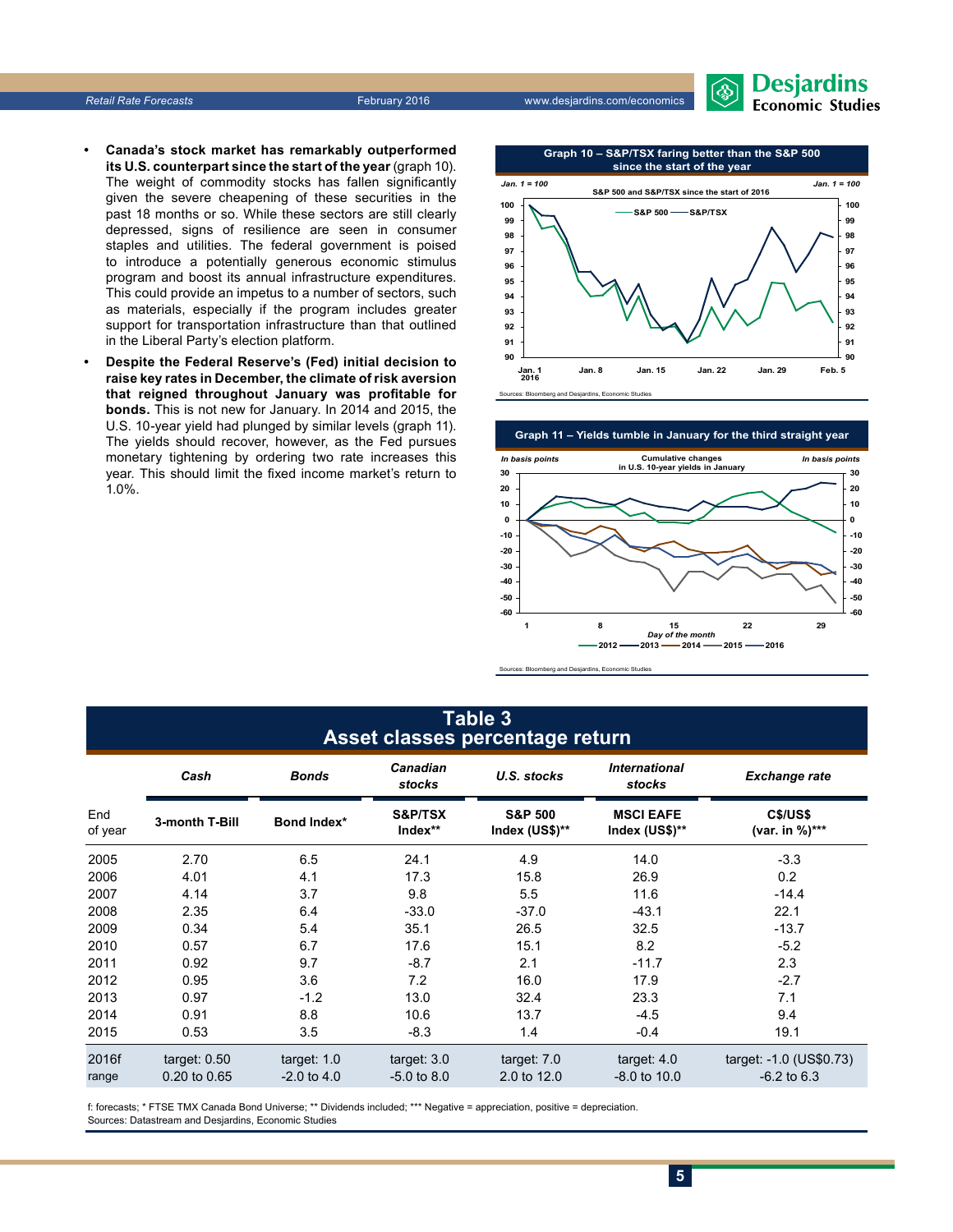- **Canada's stock market has remarkably outperformed its U.S. counterpart since the start of the year** (graph 10). The weight of commodity stocks has fallen significantly given the severe cheapening of these securities in the past 18 months or so. While these sectors are still clearly depressed, signs of resilience are seen in consumer staples and utilities. The federal government is poised to introduce a potentially generous economic stimulus program and boost its annual infrastructure expenditures. This could provide an impetus to a number of sectors, such as materials, especially if the program includes greater support for transportation infrastructure than that outlined in the Liberal Party's election platform.
- **Despite the Federal Reserve's (Fed) initial decision to raise key rates in December, the climate of risk aversion that reigned throughout January was profitable for bonds.** This is not new for January. In 2014 and 2015, the U.S. 10-year yield had plunged by similar levels (graph 11). The yields should recover, however, as the Fed pursues monetary tightening by ordering two rate increases this year. This should limit the fixed income market's return to 1.0%.

**Graph 10 – S&P/TSX faring better than the S&P 500 since the start of the year**

Jan. 1 = 100
S&P 500 and S&P/TSX since the start of 2016
Jan. 1 = 100
S&P 500
S&P/TSX
100, 99, 98, 97, 96, 95, 94, 93, 92, 91, 90
Jan. 1 2016, Jan. 8, Jan. 15, Jan. 22, Jan. 29, Feb. 5

Sources: Bloomberg and Desjardins, Economic Studies

**Graph 11 – Yields tumble in January for the third straight year**

In basis points
Cumulative changes in U.S. 10-year yields in January
In basis points
30, 20, 10, 0, -10, -20, -30, -40, -50, -60
1, 8, 15, 22, 29
Day of the month
2012
2013
2014
2015
2016

Sources: Bloomberg and Desjardins, Economic Studies

**Table 3**
**Asset classes percentage return**

| | Cash | Bonds | Canadian stocks | U.S. stocks | International stocks | Exchange rate |
|---|---|---|---|---|---|---|
| End of year | **3-month T-Bill** | **Bond Index*** | **S&P/TSX Index**** | **S&P 500 Index (US$)**** | **MSCI EAFE Index (US$)**** | **C$/US$ (var. in %)***** |
| 2005 | 2.70 | 6.5 | 24.1 | 4.9 | 14.0 | -3.3 |
| 2006 | 4.01 | 4.1 | 17.3 | 15.8 | 26.9 | 0.2 |
| 2007 | 4.14 | 3.7 | 9.8 | 5.5 | 11.6 | -14.4 |
| 2008 | 2.35 | 6.4 | -33.0 | -37.0 | -43.1 | 22.1 |
| 2009 | 0.34 | 5.4 | 35.1 | 26.5 | 32.5 | -13.7 |
| 2010 | 0.57 | 6.7 | 17.6 | 15.1 | 8.2 | -5.2 |
| 2011 | 0.92 | 9.7 | -8.7 | 2.1 | -11.7 | 2.3 |
| 2012 | 0.95 | 3.6 | 7.2 | 16.0 | 17.9 | -2.7 |
| 2013 | 0.97 | -1.2 | 13.0 | 32.4 | 23.3 | 7.1 |
| 2014 | 0.91 | 8.8 | 10.6 | 13.7 | -4.5 | 9.4 |
| 2015 | 0.53 | 3.5 | -8.3 | 1.4 | -0.4 | 19.1 |
| 2016f | target: 0.50 | target: 1.0 | target: 3.0 | target: 7.0 | target: 4.0 | target: -1.0 (US$0.73) |
| range | 0.20 to 0.65 | -2.0 to 4.0 | -5.0 to 8.0 | 2.0 to 12.0 | -8.0 to 10.0 | -6.2 to 6.3 |

f: forecasts; * FTSE TMX Canada Bond Universe; ** Dividends included; *** Negative = appreciation, positive = depreciation.
Sources: Datastream and Desjardins, Economic Studies